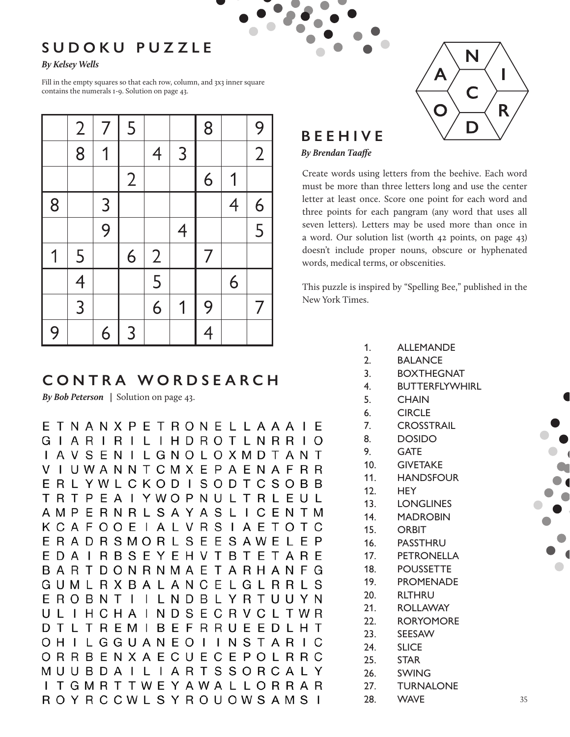## SUDOKU PUZZLE

*By Kelsey Wells*

Fill in the empty squares so that each row, column, and 3x3 inner square contains the numerals 1-9. Solution on page 43.

|   |   |   |   |   |   |   |   |   |
|---|---|---|---|---|---|---|---|---|
|   | 2 | 7 | 5 |   |   | 8 |   | 9 |
|   | 8 | 1 |   | 4 | 3 |   |   | 2 |
|   |   |   | 2 |   |   | 6 | 1 |   |
| 8 |   | 3 |   |   |   |   | 4 | 6 |
|   |   | 9 |   |   | 4 |   |   | 5 |
| 1 | 5 |   | 6 | 2 |   | 7 |   |   |
|   | 4 |   |   | 5 |   |   | 6 |   |
|   | 3 |   |   | 6 | 1 | 9 |   | 7 |
| 9 |   | 6 | 3 |   |   | 4 |   |   |

## BEEHIVE

*By Brendan Taaffe*

Letters: N, I, R, D, O, A (outer); C (center)

Create words using letters from the beehive. Each word must be more than three letters long and use the center letter at least once. Score one point for each word and three points for each pangram (any word that uses all seven letters). Letters may be used more than once in a word. Our solution list (worth 42 points, on page 43) doesn't include proper nouns, obscure or hyphenated words, medical terms, or obscenities.

This puzzle is inspired by "Spelling Bee," published in the New York Times.

## CONTRA WORDSEARCH

*By Bob Peterson* | Solution on page 43.

```
E T N A N X P E T R O N E L L A A A I E
G I A R I R I L I H D R O T L N R R I O
I A V S E N I L G N O L O X M D T A N T
V I U W A N N T C M X E P A E N A F R R
E R L Y W L C K O D I S O D T C S O B B
T R T P E A I Y W O P N U L T R L E U L
A M P E R N R L S A Y A S L I C E N T M
K C A F O O E I A L V R S I A E T O T C
E R A D R S M O R L S E E S A W E L E P
E D A I R B S E Y E H V T B T E T A R E
B A R T D O N R N M A E T A R H A N F G
G U M L R X B A L A N C E L G L R R L S
E R O B N T I I L N D B L Y R T U U Y N
U L I H C H A I N D S E C R V C L T W R
D T L T R E M I B E F R R U E E D L H T
O H I L G G U A N E O I I N S T A R I C
O R R B E N X A E C U E C E P O L R R C
M U U B D A I L I A R T S S O R C A L Y
I T G M R T T W E Y A W A L L O R R A R
R O Y R C C W L S Y R O U O W S A M S I
```

1. ALLEMANDE
2. BALANCE
3. BOXTHEGNAT
4. BUTTERFLYWHIRL
5. CHAIN
6. CIRCLE
7. CROSSTRAIL
8. DOSIDO
9. GATE
10. GIVETAKE
11. HANDSFOUR
12. HEY
13. LONGLINES
14. MADROBIN
15. ORBIT
16. PASSTHRU
17. PETRONELLA
18. POUSSETTE
19. PROMENADE
20. RLTHRU
21. ROLLAWAY
22. RORYOMORE
23. SEESAW
24. SLICE
25. STAR
26. SWING
27. TURNALONE
28. WAVE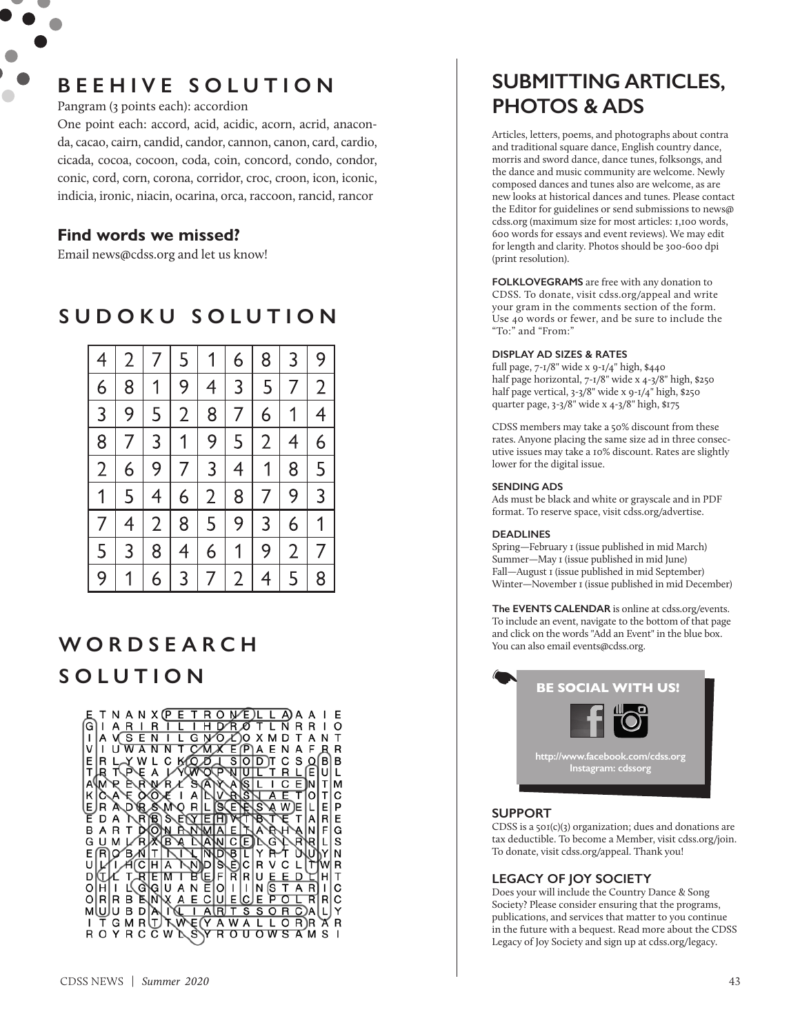## BEEHIVE SOLUTION

Pangram (3 points each): accordion

One point each: accord, acid, acidic, acorn, acrid, anaconda, cacao, cairn, candid, candor, cannon, canon, card, cardio, cicada, cocoa, cocoon, coda, coin, concord, condo, condor, conic, cord, corn, corona, corridor, croc, croon, icon, iconic, indicia, ironic, niacin, ocarina, orca, raccoon, rancid, rancor

### Find words we missed?

Email news@cdss.org and let us know!

## SUDOKU SOLUTION

| | | | | | | | | |
|---|---|---|---|---|---|---|---|---|
| 4 | 2 | 7 | 5 | 1 | 6 | 8 | 3 | 9 |
| 6 | 8 | 1 | 9 | 4 | 3 | 5 | 7 | 2 |
| 3 | 9 | 5 | 2 | 8 | 7 | 6 | 1 | 4 |
| 8 | 7 | 3 | 1 | 9 | 5 | 2 | 4 | 6 |
| 2 | 6 | 9 | 7 | 3 | 4 | 1 | 8 | 5 |
| 1 | 5 | 4 | 6 | 2 | 8 | 7 | 9 | 3 |
| 7 | 4 | 2 | 8 | 5 | 9 | 3 | 6 | 1 |
| 5 | 3 | 8 | 4 | 6 | 1 | 9 | 2 | 7 |
| 9 | 1 | 6 | 3 | 7 | 2 | 4 | 5 | 8 |

## WORDSEARCH SOLUTION

```
E T N A N X P E T R O N E L L A A A I E
G I A R I R I L I H D R O T L N R R I O
I A V S E N I L G N O L O X M D T A N T
V I U W A N N T C M X E P A E N A F R R
E R L Y W L C K O D I S O D T C S O B B
T R T P E A I Y W O P N U L T R L E U L
A M P E R N R L S A Y A S L I C E N T M
K C A F O O E I A L V R S I A E T O T C
E R A D R S M O R L S E E S A W E L E P
E D A I R B S E Y E H Y T B T E T A R E
B A R T D O N R N M A E T A R H A N F G
G U M L R X B A L A N C E L G L R R L S
E R O B N T I I L N D B L Y R T U U Y N
U L I H C H A I N D S E C R V C L T W R
D T L T R E M I B E F R R U E E D L H T
O H I L G G U A N E O I I N S T A R I C
O R R B E N X A E C U E C E P O L R R C
M U U B D A I L L I A R T S S O R C A L Y
I T G M R T T W E Y A W A L L O R R A R
R O Y R C C W L S Y R O U O W S A M S I
```

## SUBMITTING ARTICLES, PHOTOS & ADS

Articles, letters, poems, and photographs about contra and traditional square dance, English country dance, morris and sword dance, dance tunes, folksongs, and the dance and music community are welcome. Newly composed dances and tunes also are welcome, as are new looks at historical dances and tunes. Please contact the Editor for guidelines or send submissions to news@cdss.org (maximum size for most articles: 1,100 words, 600 words for essays and event reviews). We may edit for length and clarity. Photos should be 300-600 dpi (print resolution).

**FOLKLOVEGRAMS** are free with any donation to CDSS. To donate, visit cdss.org/appeal and write your gram in the comments section of the form. Use 40 words or fewer, and be sure to include the "To:" and "From:"

**DISPLAY AD SIZES & RATES**

full page, 7-1/8" wide x 9-1/4" high, $440
half page horizontal, 7-1/8" wide x 4-3/8" high, $250
half page vertical, 3-3/8" wide x 9-1/4" high, $250
quarter page, 3-3/8" wide x 4-3/8" high, $175

CDSS members may take a 50% discount from these rates. Anyone placing the same size ad in three consecutive issues may take a 10% discount. Rates are slightly lower for the digital issue.

**SENDING ADS**

Ads must be black and white or grayscale and in PDF format. To reserve space, visit cdss.org/advertise.

**DEADLINES**

Spring—February 1 (issue published in mid March)
Summer—May 1 (issue published in mid June)
Fall—August 1 (issue published in mid September)
Winter—November 1 (issue published in mid December)

**The EVENTS CALENDAR** is online at cdss.org/events. To include an event, navigate to the bottom of that page and click on the words "Add an Event" in the blue box. You can also email events@cdss.org.

**BE SOCIAL WITH US!**

http://www.facebook.com/cdss.org
Instagram: cdssorg

### SUPPORT

CDSS is a 501(c)(3) organization; dues and donations are tax deductible. To become a Member, visit cdss.org/join. To donate, visit cdss.org/appeal. Thank you!

### LEGACY OF JOY SOCIETY

Does your will include the Country Dance & Song Society? Please consider ensuring that the programs, publications, and services that matter to you continue in the future with a bequest. Read more about the CDSS Legacy of Joy Society and sign up at cdss.org/legacy.